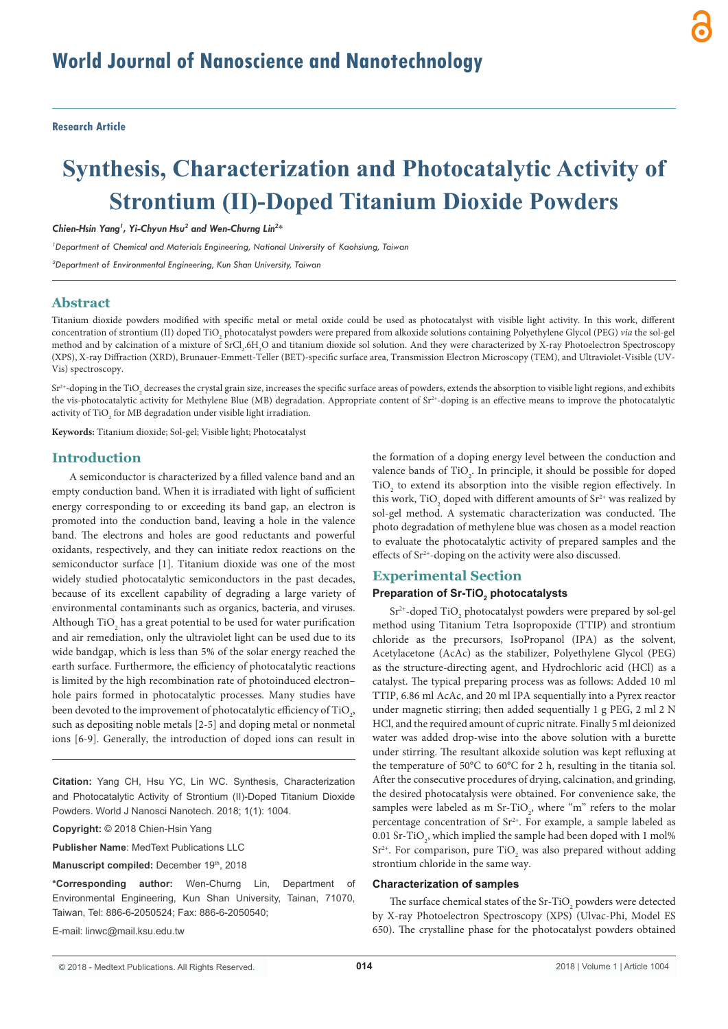# Synthesis, Characterization and Photocatalytic Activity of Strontium (II)-Doped Titanium Dioxide Powders

**Research Article**

*Chien-Hsin Yang[1], Yi-Chyun Hsu[2] and Wen-Churng Lin[2]**

[1]*Department of Chemical and Materials Engineering, National University of Kaohsiung, Taiwan*

[2]*Department of Environmental Engineering, Kun Shan University, Taiwan*

## Abstract

Titanium dioxide powders modified with specific metal or metal oxide could be used as photocatalyst with visible light activity. In this work, different concentration of strontium (II) doped $TiO_2$ photocatalyst powders were prepared from alkoxide solutions containing Polyethylene Glycol (PEG) *via* the sol-gel method and by calcination of a mixture of $SrCl_2.6H_2O$ and titanium dioxide sol solution. And they were characterized by X-ray Photoelectron Spectroscopy (XPS), X-ray Diffraction (XRD), Brunauer-Emmett-Teller (BET)-specific surface area, Transmission Electron Microscopy (TEM), and Ultraviolet-Visible (UV-Vis) spectroscopy.

$Sr^{2+}$-doping in the $TiO_2$ decreases the crystal grain size, increases the specific surface areas of powders, extends the absorption to visible light regions, and exhibits the vis-photocatalytic activity for Methylene Blue (MB) degradation. Appropriate content of $Sr^{2+}$-doping is an effective means to improve the photocatalytic activity of $TiO_2$ for MB degradation under visible light irradiation.

**Keywords:** Titanium dioxide; Sol-gel; Visible light; Photocatalyst

## Introduction

A semiconductor is characterized by a filled valence band and an empty conduction band. When it is irradiated with light of sufficient energy corresponding to or exceeding its band gap, an electron is promoted into the conduction band, leaving a hole in the valence band. The electrons and holes are good reductants and powerful oxidants, respectively, and they can initiate redox reactions on the semiconductor surface [1]. Titanium dioxide was one of the most widely studied photocatalytic semiconductors in the past decades, because of its excellent capability of degrading a large variety of environmental contaminants such as organics, bacteria, and viruses. Although $TiO_2$ has a great potential to be used for water purification and air remediation, only the ultraviolet light can be used due to its wide bandgap, which is less than 5% of the solar energy reached the earth surface. Furthermore, the efficiency of photocatalytic reactions is limited by the high recombination rate of photoinduced electron–hole pairs formed in photocatalytic processes. Many studies have been devoted to the improvement of photocatalytic efficiency of $TiO_2$, such as depositing noble metals [2-5] and doping metal or nonmetal ions [6-9]. Generally, the introduction of doped ions can result in the formation of a doping energy level between the conduction and valence bands of $TiO_2$. In principle, it should be possible for doped $TiO_2$ to extend its absorption into the visible region effectively. In this work, $TiO_2$ doped with different amounts of $Sr^{2+}$ was realized by sol-gel method. A systematic characterization was conducted. The photo degradation of methylene blue was chosen as a model reaction to evaluate the photocatalytic activity of prepared samples and the effects of $Sr^{2+}$-doping on the activity were also discussed.

**Citation:** Yang CH, Hsu YC, Lin WC. Synthesis, Characterization and Photocatalytic Activity of Strontium (II)-Doped Titanium Dioxide Powders. World J Nanosci Nanotech. 2018; 1(1): 1004.

**Copyright:** © 2018 Chien-Hsin Yang

**Publisher Name**: MedText Publications LLC

**Manuscript compiled:** December 19th, 2018

***Corresponding author:** Wen-Churng Lin, Department of Environmental Engineering, Kun Shan University, Tainan, 71070, Taiwan, Tel: 886-6-2050524; Fax: 886-6-2050540;

E-mail: linwc@mail.ksu.edu.tw

## Experimental Section

### Preparation of Sr-$TiO_2$ photocatalysts

$Sr^{2+}$-doped $TiO_2$ photocatalyst powders were prepared by sol-gel method using Titanium Tetra Isopropoxide (TTIP) and strontium chloride as the precursors, IsoPropanol (IPA) as the solvent, Acetylacetone (AcAc) as the stabilizer, Polyethylene Glycol (PEG) as the structure-directing agent, and Hydrochloric acid (HCl) as a catalyst. The typical preparing process was as follows: Added 10 ml TTIP, 6.86 ml AcAc, and 20 ml IPA sequentially into a Pyrex reactor under magnetic stirring; then added sequentially 1 g PEG, 2 ml 2 N HCl, and the required amount of cupric nitrate. Finally 5 ml deionized water was added drop-wise into the above solution with a burette under stirring. The resultant alkoxide solution was kept refluxing at the temperature of 50°C to 60°C for 2 h, resulting in the titania sol. After the consecutive procedures of drying, calcination, and grinding, the desired photocatalysis were obtained. For convenience sake, the samples were labeled as m Sr-$TiO_2$, where "m" refers to the molar percentage concentration of $Sr^{2+}$. For example, a sample labeled as 0.01 Sr-$TiO_2$, which implied the sample had been doped with 1 mol% $Sr^{2+}$. For comparison, pure $TiO_2$ was also prepared without adding strontium chloride in the same way.

### Characterization of samples

The surface chemical states of the Sr-$TiO_2$ powders were detected by X-ray Photoelectron Spectroscopy (XPS) (Ulvac-Phi, Model ES 650). The crystalline phase for the photocatalyst powders obtained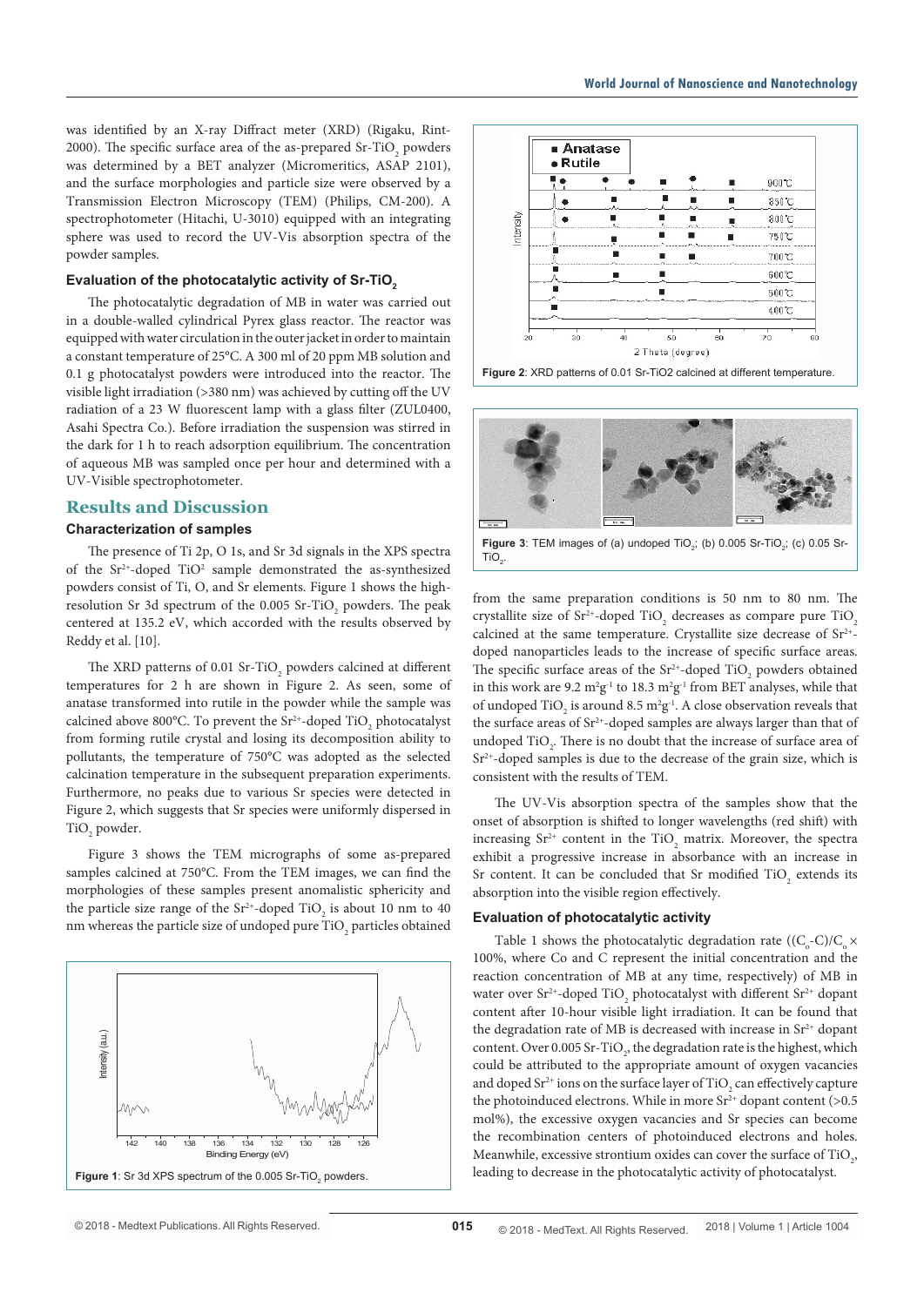was identified by an X-ray Diffract meter (XRD) (Rigaku, Rint-2000). The specific surface area of the as-prepared Sr-$TiO_2$ powders was determined by a BET analyzer (Micromeritics, ASAP 2101), and the surface morphologies and particle size were observed by a Transmission Electron Microscopy (TEM) (Philips, CM-200). A spectrophotometer (Hitachi, U-3010) equipped with an integrating sphere was used to record the UV-Vis absorption spectra of the powder samples.

### Evaluation of the photocatalytic activity of Sr-$TiO_2$

The photocatalytic degradation of MB in water was carried out in a double-walled cylindrical Pyrex glass reactor. The reactor was equipped with water circulation in the outer jacket in order to maintain a constant temperature of 25°C. A 300 ml of 20 ppm MB solution and 0.1 g photocatalyst powders were introduced into the reactor. The visible light irradiation (>380 nm) was achieved by cutting off the UV radiation of a 23 W fluorescent lamp with a glass filter (ZUL0400, Asahi Spectra Co.). Before irradiation the suspension was stirred in the dark for 1 h to reach adsorption equilibrium. The concentration of aqueous MB was sampled once per hour and determined with a UV-Visible spectrophotometer.

## Results and Discussion

### Characterization of samples

The presence of Ti 2p, O 1s, and Sr 3d signals in the XPS spectra of the $Sr^{2+}$-doped $TiO^2$ sample demonstrated that the as-synthesized powders consist of Ti, O, and Sr elements. Figure 1 shows the high-resolution Sr 3d spectrum of the 0.005 Sr-$TiO_2$ powders. The peak centered at 135.2 eV, which accorded with the results observed by Reddy et al. [10].

The XRD patterns of 0.01 Sr-$TiO_2$ powders calcined at different temperatures for 2 h are shown in Figure 2. As seen, some of anatase transformed into rutile in the powder while the sample was calcined above 800°C. To prevent the $Sr^{2+}$-doped $TiO_2$ photocatalyst from forming rutile crystal and losing its decomposition ability to pollutants, the temperature of 750°C was adopted as the selected calcination temperature in the subsequent preparation experiments. Furthermore, no peaks due to various Sr species were detected in Figure 2, which suggests that Sr species were uniformly dispersed in $TiO_2$ powder.

Figure 3 shows the TEM micrographs of some as-prepared samples calcined at 750°C. From the TEM images, we can find the morphologies of these samples present anomalistic sphericity and the particle size range of the $Sr^{2+}$-doped $TiO_2$ is about 10 nm to 40 nm whereas the particle size range of undoped pure $TiO_2$ particles obtained from the same preparation conditions is 50 nm to 80 nm. The crystallite size of $Sr^{2+}$-doped $TiO_2$ decreases as compare pure $TiO_2$ calcined at the same temperature. Crystallite size decrease of $Sr^{2+}$-doped nanoparticles leads to the increase of specific surface areas. The specific surface areas of the $Sr^{2+}$-doped $TiO_2$ powders obtained in this work are 9.2 $m^2g^{-1}$ to 18.3 $m^2g^{-1}$ from BET analyses, while that of undoped $TiO_2$ is around 8.5 $m^2g^{-1}$. A close observation reveals that the surface areas of $Sr^{2+}$-doped samples are always larger than that of undoped $TiO_2$. There is no doubt that the increase of surface area of $Sr^{2+}$-doped samples is due to the decrease of the grain size, which is consistent with the results of TEM.

Figure 1: Sr 3d XPS spectrum of the 0.005 Sr-$TiO_2$ powders.

Figure 2: XRD patterns of 0.01 Sr-TiO2 calcined at different temperature.

Figure 3: TEM images of (a) undoped $TiO_2$; (b) 0.005 Sr-$TiO_2$; (c) 0.05 Sr-$TiO_2$.

The UV-Vis absorption spectra of the samples show that the onset of absorption is shifted to longer wavelengths (red shift) with increasing $Sr^{2+}$ content in the $TiO_2$ matrix. Moreover, the spectra exhibit a progressive increase in absorbance with an increase in Sr content. It can be concluded that Sr modified $TiO_2$ extends its absorption into the visible region effectively.

### Evaluation of photocatalytic activity

Table 1 shows the photocatalytic degradation rate ($(C_o-C)/C_o \times 100\%$, where Co and C represent the initial concentration and the reaction concentration of MB at any time, respectively) of MB in water over $Sr^{2+}$-doped $TiO_2$ photocatalyst with different $Sr^{2+}$ dopant content after 10-hour visible light irradiation. It can be found that the degradation rate of MB is decreased with increase in $Sr^{2+}$ dopant content. Over 0.005 Sr-$TiO_2$, the degradation rate is the highest, which could be attributed to the appropriate amount of oxygen vacancies and doped $Sr^{2+}$ ions on the surface layer of $TiO_2$ can effectively capture the photoinduced electrons. While in more $Sr^{2+}$ dopant content (>0.5 mol%), the excessive oxygen vacancies and Sr species can become the recombination centers of photoinduced electrons and holes. Meanwhile, excessive strontium oxides can cover the surface of $TiO_2$, leading to decrease in the photocatalytic activity of photocatalyst.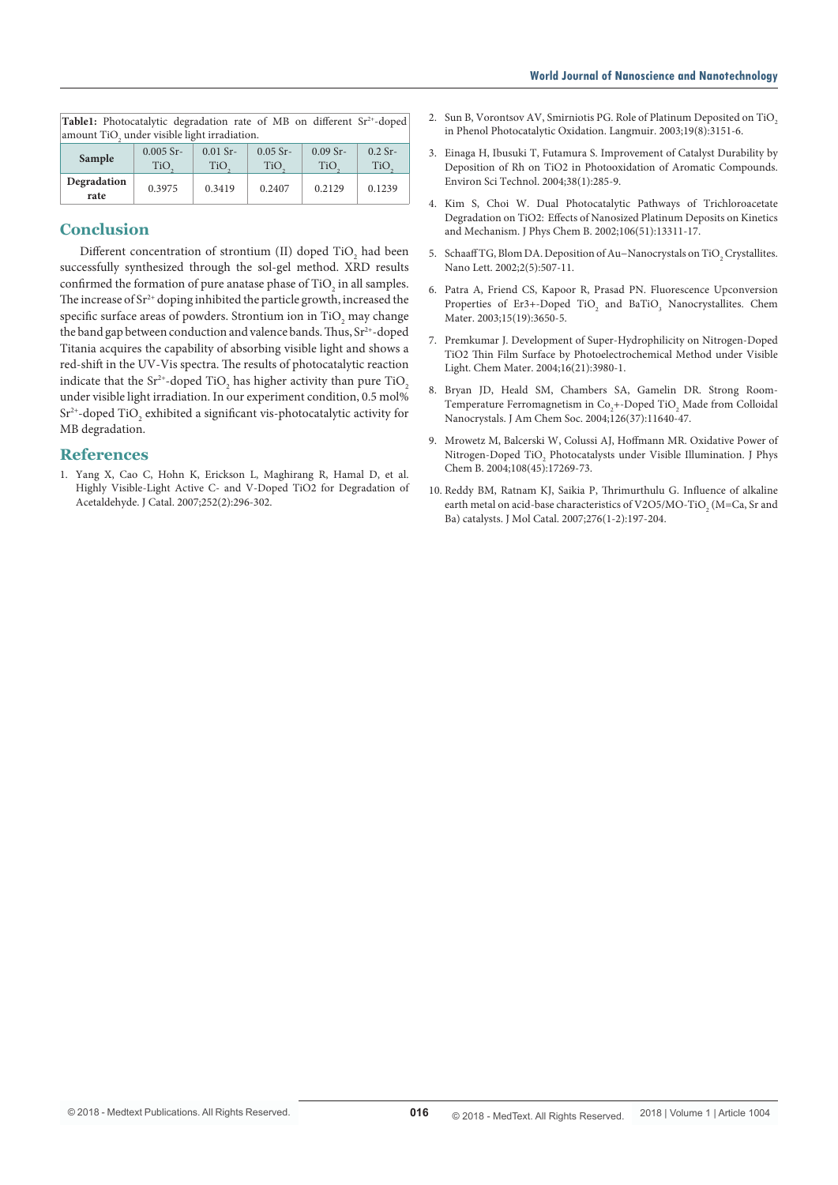**Table1:** Photocatalytic degradation rate of MB on different $Sr^{2+}$-doped amount $TiO_2$ under visible light irradiation.

| Sample | 0.005 Sr-$TiO_2$ | 0.01 Sr-$TiO_2$ | 0.05 Sr-$TiO_2$ | 0.09 Sr-$TiO_2$ | 0.2 Sr-$TiO_2$ |
|---|---|---|---|---|---|
| **Degradation rate** | 0.3975 | 0.3419 | 0.2407 | 0.2129 | 0.1239 |

## Conclusion

Different concentration of strontium (II) doped $TiO_2$ had been successfully synthesized through the sol-gel method. XRD results confirmed the formation of pure anatase phase of $TiO_2$ in all samples. The increase of $Sr^{2+}$ doping inhibited the particle growth, increased the specific surface areas of powders. Strontium ion in $TiO_2$ may change the band gap between conduction and valence bands. Thus, $Sr^{2+}$-doped Titania acquires the capability of absorbing visible light and shows a red-shift in the UV-Vis spectra. The results of photocatalytic reaction indicate that the $Sr^{2+}$-doped $TiO_2$ has higher activity than pure $TiO_2$ under visible light irradiation. In our experiment condition, 0.5 mol% $Sr^{2+}$-doped $TiO_2$ exhibited a significant vis-photocatalytic activity for MB degradation.

## References

1. Yang X, Cao C, Hohn K, Erickson L, Maghirang R, Hamal D, et al. Highly Visible-Light Active C- and V-Doped TiO2 for Degradation of Acetaldehyde. J Catal. 2007;252(2):296-302.
2. Sun B, Vorontsov AV, Smirniotis PG. Role of Platinum Deposited on $TiO_2$ in Phenol Photocatalytic Oxidation. Langmuir. 2003;19(8):3151-6.
3. Einaga H, Ibusuki T, Futamura S. Improvement of Catalyst Durability by Deposition of Rh on TiO2 in Photooxidation of Aromatic Compounds. Environ Sci Technol. 2004;38(1):285-9.
4. Kim S, Choi W. Dual Photocatalytic Pathways of Trichloroacetate Degradation on TiO2: Effects of Nanosized Platinum Deposits on Kinetics and Mechanism. J Phys Chem B. 2002;106(51):13311-17.
5. Schaaff TG, Blom DA. Deposition of Au−Nanocrystals on $TiO_2$ Crystallites. Nano Lett. 2002;2(5):507-11.
6. Patra A, Friend CS, Kapoor R, Prasad PN. Fluorescence Upconversion Properties of Er3+-Doped $TiO_2$ and $BaTiO_3$ Nanocrystallites. Chem Mater. 2003;15(19):3650-5.
7. Premkumar J. Development of Super-Hydrophilicity on Nitrogen-Doped TiO2 Thin Film Surface by Photoelectrochemical Method under Visible Light. Chem Mater. 2004;16(21):3980-1.
8. Bryan JD, Heald SM, Chambers SA, Gamelin DR. Strong Room-Temperature Ferromagnetism in $Co_2$+-Doped $TiO_2$ Made from Colloidal Nanocrystals. J Am Chem Soc. 2004;126(37):11640-47.
9. Mrowetz M, Balcerski W, Colussi AJ, Hoffmann MR. Oxidative Power of Nitrogen-Doped $TiO_2$ Photocatalysts under Visible Illumination. J Phys Chem B. 2004;108(45):17269-73.
10. Reddy BM, Ratnam KJ, Saikia P, Thrimurthulu G. Influence of alkaline earth metal on acid-base characteristics of V2O5/MO-$TiO_2$ (M=Ca, Sr and Ba) catalysts. J Mol Catal. 2007;276(1-2):197-204.